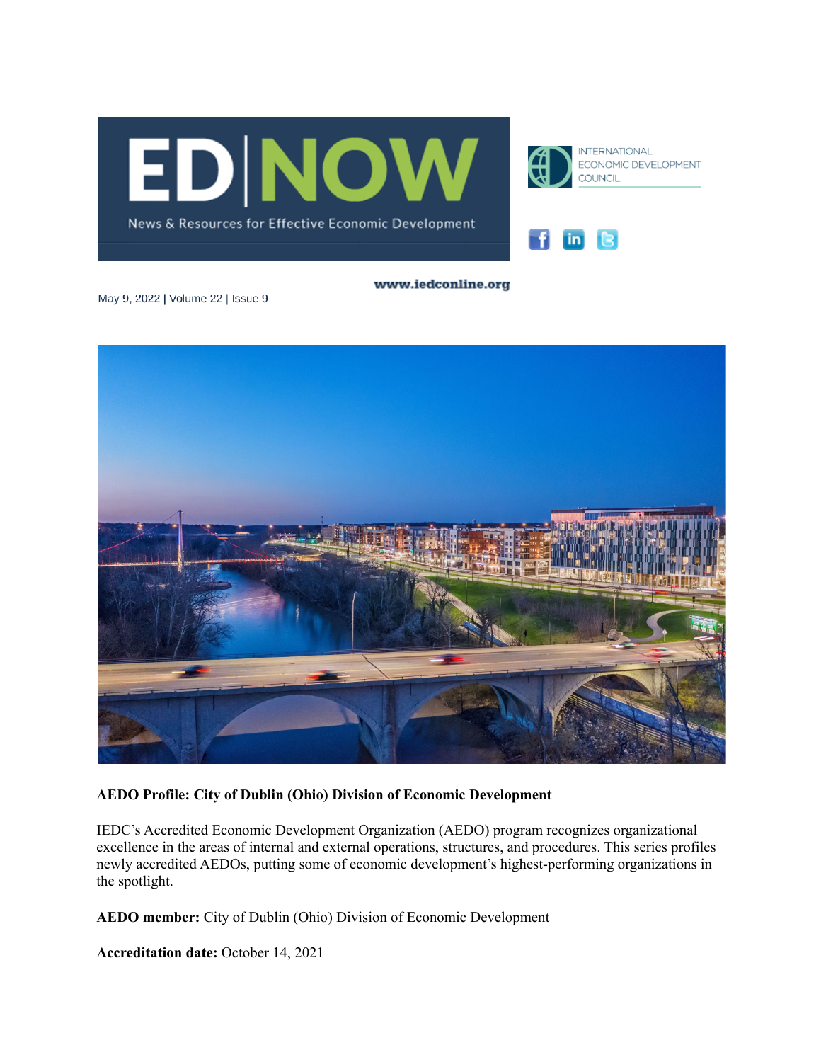# ED NOW

News & Resources for Effective Economic Development

INTERNATIONAL ECONOMIC DEVELOPMENT COUNCIL

www.iedconline.org

May 9, 2022 | Volume 22 | Issue 9

**AEDO Profile: City of Dublin (Ohio) Division of Economic Development**

IEDC's Accredited Economic Development Organization (AEDO) program recognizes organizational excellence in the areas of internal and external operations, structures, and procedures. This series profiles newly accredited AEDOs, putting some of economic development's highest-performing organizations in the spotlight.

**AEDO member:** City of Dublin (Ohio) Division of Economic Development

**Accreditation date:** October 14, 2021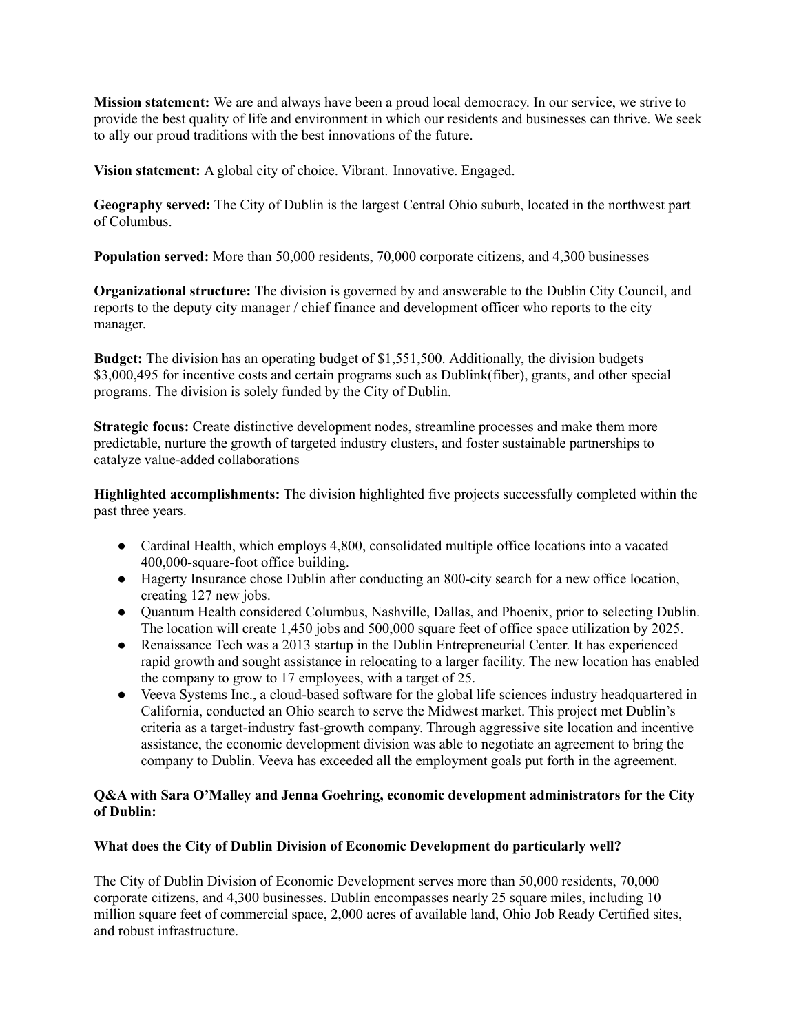**Mission statement:** We are and always have been a proud local democracy. In our service, we strive to provide the best quality of life and environment in which our residents and businesses can thrive. We seek to ally our proud traditions with the best innovations of the future.

**Vision statement:** A global city of choice. Vibrant. Innovative. Engaged.

**Geography served:** The City of Dublin is the largest Central Ohio suburb, located in the northwest part of Columbus.

**Population served:** More than 50,000 residents, 70,000 corporate citizens, and 4,300 businesses

**Organizational structure:** The division is governed by and answerable to the Dublin City Council, and reports to the deputy city manager / chief finance and development officer who reports to the city manager.

**Budget:** The division has an operating budget of $1,551,500. Additionally, the division budgets $3,000,495 for incentive costs and certain programs such as Dublink(fiber), grants, and other special programs. The division is solely funded by the City of Dublin.

**Strategic focus:** Create distinctive development nodes, streamline processes and make them more predictable, nurture the growth of targeted industry clusters, and foster sustainable partnerships to catalyze value-added collaborations

**Highlighted accomplishments:** The division highlighted five projects successfully completed within the past three years.

- Cardinal Health, which employs 4,800, consolidated multiple office locations into a vacated 400,000-square-foot office building.
- Hagerty Insurance chose Dublin after conducting an 800-city search for a new office location, creating 127 new jobs.
- Quantum Health considered Columbus, Nashville, Dallas, and Phoenix, prior to selecting Dublin. The location will create 1,450 jobs and 500,000 square feet of office space utilization by 2025.
- Renaissance Tech was a 2013 startup in the Dublin Entrepreneurial Center. It has experienced rapid growth and sought assistance in relocating to a larger facility. The new location has enabled the company to grow to 17 employees, with a target of 25.
- Veeva Systems Inc., a cloud-based software for the global life sciences industry headquartered in California, conducted an Ohio search to serve the Midwest market. This project met Dublin's criteria as a target-industry fast-growth company. Through aggressive site location and incentive assistance, the economic development division was able to negotiate an agreement to bring the company to Dublin. Veeva has exceeded all the employment goals put forth in the agreement.

**Q&A with Sara O'Malley and Jenna Goehring, economic development administrators for the City of Dublin:**

**What does the City of Dublin Division of Economic Development do particularly well?**

The City of Dublin Division of Economic Development serves more than 50,000 residents, 70,000 corporate citizens, and 4,300 businesses. Dublin encompasses nearly 25 square miles, including 10 million square feet of commercial space, 2,000 acres of available land, Ohio Job Ready Certified sites, and robust infrastructure.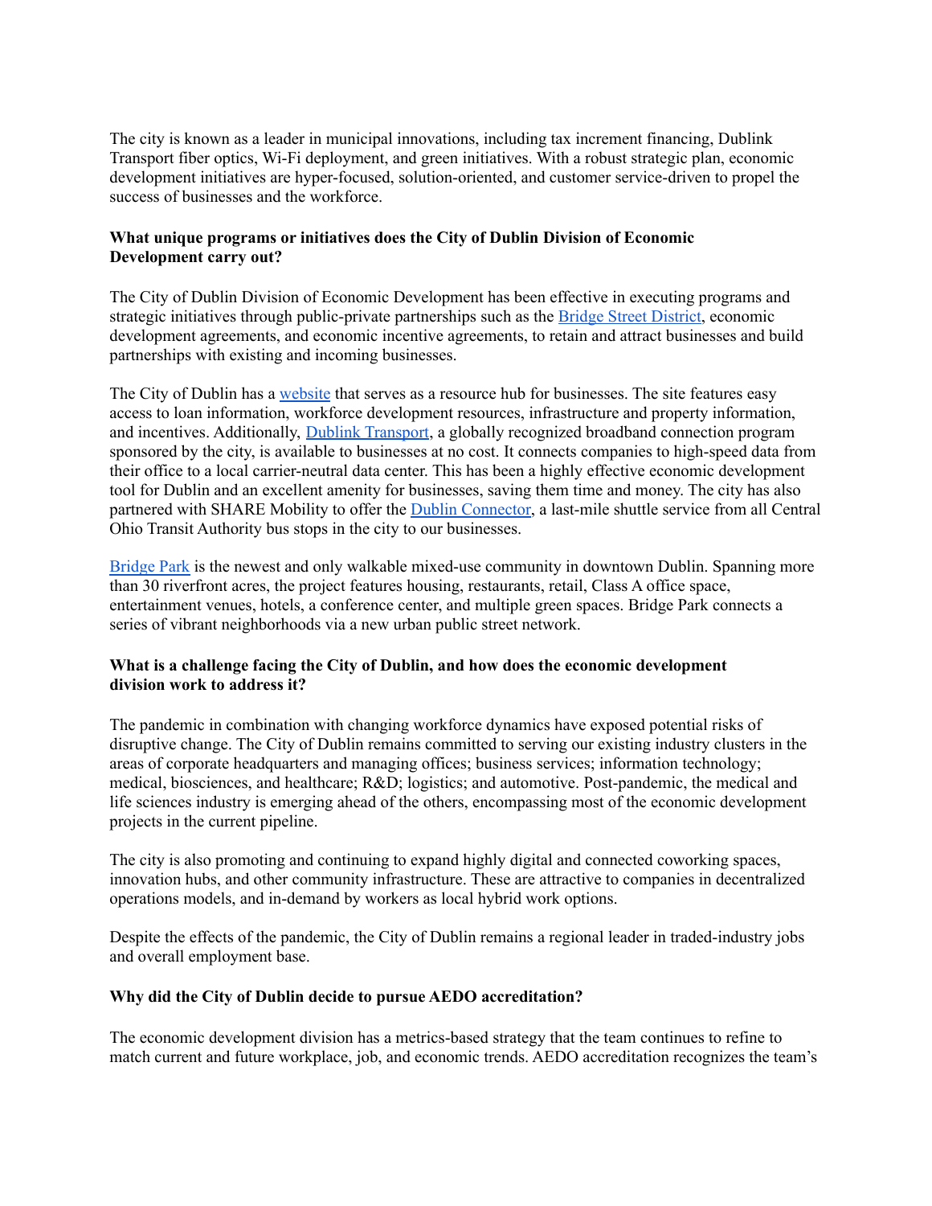The city is known as a leader in municipal innovations, including tax increment financing, Dublink Transport fiber optics, Wi-Fi deployment, and green initiatives. With a robust strategic plan, economic development initiatives are hyper-focused, solution-oriented, and customer service-driven to propel the success of businesses and the workforce.

**What unique programs or initiatives does the City of Dublin Division of Economic Development carry out?**

The City of Dublin Division of Economic Development has been effective in executing programs and strategic initiatives through public-private partnerships such as the Bridge Street District, economic development agreements, and economic incentive agreements, to retain and attract businesses and build partnerships with existing and incoming businesses.

The City of Dublin has a website that serves as a resource hub for businesses. The site features easy access to loan information, workforce development resources, infrastructure and property information, and incentives. Additionally, Dublink Transport, a globally recognized broadband connection program sponsored by the city, is available to businesses at no cost. It connects companies to high-speed data from their office to a local carrier-neutral data center. This has been a highly effective economic development tool for Dublin and an excellent amenity for businesses, saving them time and money. The city has also partnered with SHARE Mobility to offer the Dublin Connector, a last-mile shuttle service from all Central Ohio Transit Authority bus stops in the city to our businesses.

Bridge Park is the newest and only walkable mixed-use community in downtown Dublin. Spanning more than 30 riverfront acres, the project features housing, restaurants, retail, Class A office space, entertainment venues, hotels, a conference center, and multiple green spaces. Bridge Park connects a series of vibrant neighborhoods via a new urban public street network.

**What is a challenge facing the City of Dublin, and how does the economic development division work to address it?**

The pandemic in combination with changing workforce dynamics have exposed potential risks of disruptive change. The City of Dublin remains committed to serving our existing industry clusters in the areas of corporate headquarters and managing offices; business services; information technology; medical, biosciences, and healthcare; R&D; logistics; and automotive. Post-pandemic, the medical and life sciences industry is emerging ahead of the others, encompassing most of the economic development projects in the current pipeline.

The city is also promoting and continuing to expand highly digital and connected coworking spaces, innovation hubs, and other community infrastructure. These are attractive to companies in decentralized operations models, and in-demand by workers as local hybrid work options.

Despite the effects of the pandemic, the City of Dublin remains a regional leader in traded-industry jobs and overall employment base.

**Why did the City of Dublin decide to pursue AEDO accreditation?**

The economic development division has a metrics-based strategy that the team continues to refine to match current and future workplace, job, and economic trends. AEDO accreditation recognizes the team's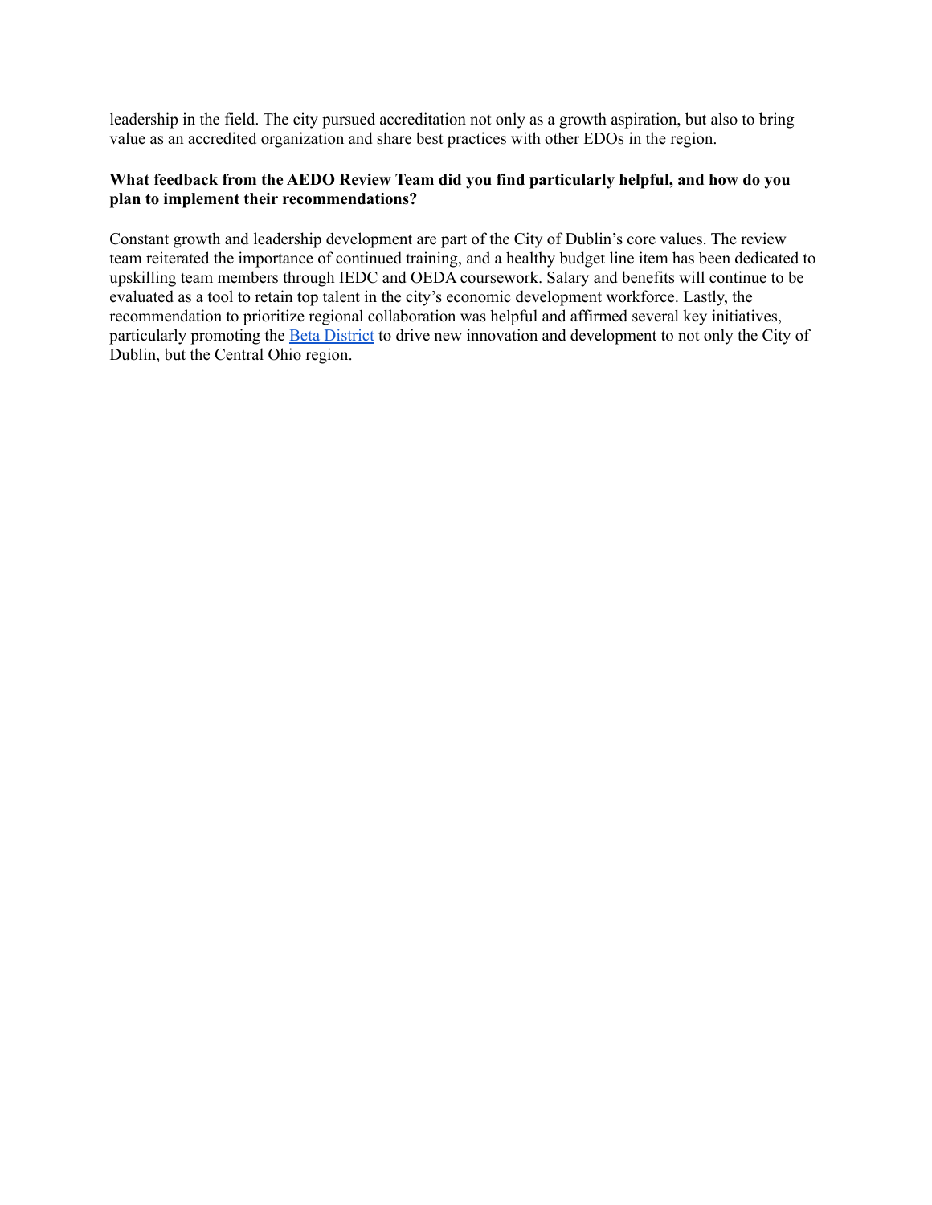leadership in the field. The city pursued accreditation not only as a growth aspiration, but also to bring value as an accredited organization and share best practices with other EDOs in the region.

**What feedback from the AEDO Review Team did you find particularly helpful, and how do you plan to implement their recommendations?**

Constant growth and leadership development are part of the City of Dublin's core values. The review team reiterated the importance of continued training, and a healthy budget line item has been dedicated to upskilling team members through IEDC and OEDA coursework. Salary and benefits will continue to be evaluated as a tool to retain top talent in the city's economic development workforce. Lastly, the recommendation to prioritize regional collaboration was helpful and affirmed several key initiatives, particularly promoting the Beta District to drive new innovation and development to not only the City of Dublin, but the Central Ohio region.